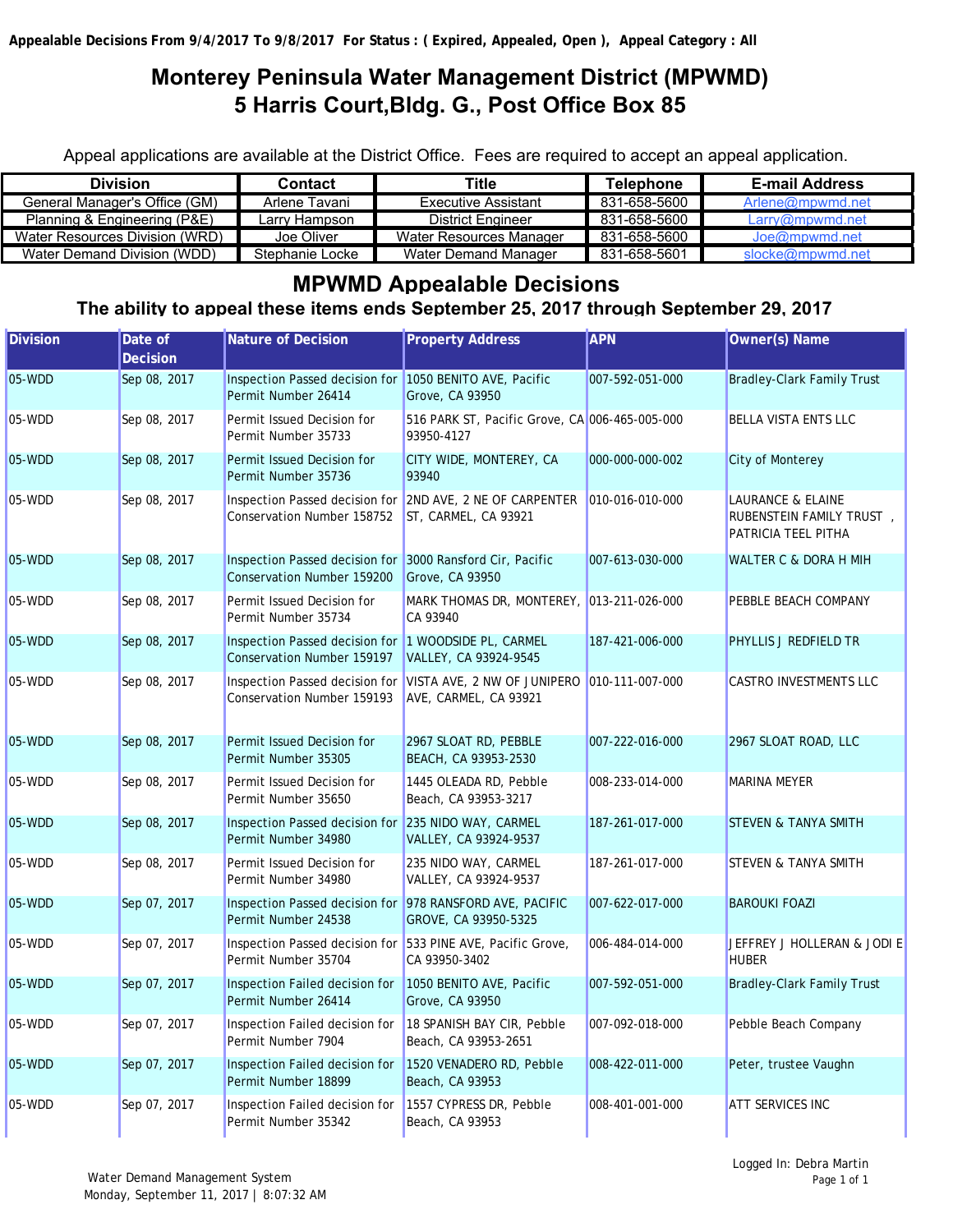**Appealable Decisions From 9/4/2017 To 9/8/2017 For Status : ( Expired, Appealed, Open ), Appeal Category : All**

# Monterey Peninsula Water Management District (MPWMD)
# 5 Harris Court,Bldg. G., Post Office Box 85

Appeal applications are available at the District Office. Fees are required to accept an appeal application.

| Division | Contact | Title | Telephone | E-mail Address |
|---|---|---|---|---|
| General Manager's Office (GM) | Arlene Tavani | Executive Assistant | 831-658-5600 | Arlene@mpwmd.net |
| Planning & Engineering (P&E) | Larry Hampson | District Engineer | 831-658-5600 | Larry@mpwmd.net |
| Water Resources Division (WRD) | Joe Oliver | Water Resources Manager | 831-658-5600 | Joe@mpwmd.net |
| Water Demand Division (WDD) | Stephanie Locke | Water Demand Manager | 831-658-5601 | slocke@mpwmd.net |

## MPWMD Appealable Decisions

### The ability to appeal these items ends September 25, 2017 through September 29, 2017

| Division | Date of Decision | Nature of Decision | Property Address | APN | Owner(s) Name |
|---|---|---|---|---|---|
| 05-WDD | Sep 08, 2017 | Inspection Passed decision for Permit Number 26414 | 1050 BENITO AVE, Pacific Grove, CA 93950 | 007-592-051-000 | Bradley-Clark Family Trust |
| 05-WDD | Sep 08, 2017 | Permit Issued Decision for Permit Number 35733 | 516 PARK ST, Pacific Grove, CA 93950-4127 | 006-465-005-000 | BELLA VISTA ENTS LLC |
| 05-WDD | Sep 08, 2017 | Permit Issued Decision for Permit Number 35736 | CITY WIDE, MONTEREY, CA 93940 | 000-000-000-002 | City of Monterey |
| 05-WDD | Sep 08, 2017 | Inspection Passed decision for Conservation Number 158752 | 2ND AVE, 2 NE OF CARPENTER ST, CARMEL, CA 93921 | 010-016-010-000 | LAURANCE & ELAINE RUBENSTEIN FAMILY TRUST , PATRICIA TEEL PITHA |
| 05-WDD | Sep 08, 2017 | Inspection Passed decision for Conservation Number 159200 | 3000 Ransford Cir, Pacific Grove, CA 93950 | 007-613-030-000 | WALTER C & DORA H MIH |
| 05-WDD | Sep 08, 2017 | Permit Issued Decision for Permit Number 35734 | MARK THOMAS DR, MONTEREY, CA 93940 | 013-211-026-000 | PEBBLE BEACH COMPANY |
| 05-WDD | Sep 08, 2017 | Inspection Passed decision for Conservation Number 159197 | 1 WOODSIDE PL, CARMEL VALLEY, CA 93924-9545 | 187-421-006-000 | PHYLLIS J REDFIELD TR |
| 05-WDD | Sep 08, 2017 | Inspection Passed decision for Conservation Number 159193 | VISTA AVE, 2 NW OF JUNIPERO AVE, CARMEL, CA 93921 | 010-111-007-000 | CASTRO INVESTMENTS LLC |
| 05-WDD | Sep 08, 2017 | Permit Issued Decision for Permit Number 35305 | 2967 SLOAT RD, PEBBLE BEACH, CA 93953-2530 | 007-222-016-000 | 2967 SLOAT ROAD, LLC |
| 05-WDD | Sep 08, 2017 | Permit Issued Decision for Permit Number 35650 | 1445 OLEADA RD, Pebble Beach, CA 93953-3217 | 008-233-014-000 | MARINA MEYER |
| 05-WDD | Sep 08, 2017 | Inspection Passed decision for Permit Number 34980 | 235 NIDO WAY, CARMEL VALLEY, CA 93924-9537 | 187-261-017-000 | STEVEN & TANYA SMITH |
| 05-WDD | Sep 08, 2017 | Permit Issued Decision for Permit Number 34980 | 235 NIDO WAY, CARMEL VALLEY, CA 93924-9537 | 187-261-017-000 | STEVEN & TANYA SMITH |
| 05-WDD | Sep 07, 2017 | Inspection Passed decision for Permit Number 24538 | 978 RANSFORD AVE, PACIFIC GROVE, CA 93950-5325 | 007-622-017-000 | BAROUKI FOAZI |
| 05-WDD | Sep 07, 2017 | Inspection Passed decision for Permit Number 35704 | 533 PINE AVE, Pacific Grove, CA 93950-3402 | 006-484-014-000 | JEFFREY J HOLLERAN & JODI E HUBER |
| 05-WDD | Sep 07, 2017 | Inspection Failed decision for Permit Number 26414 | 1050 BENITO AVE, Pacific Grove, CA 93950 | 007-592-051-000 | Bradley-Clark Family Trust |
| 05-WDD | Sep 07, 2017 | Inspection Failed decision for Permit Number 7904 | 18 SPANISH BAY CIR, Pebble Beach, CA 93953-2651 | 007-092-018-000 | Pebble Beach Company |
| 05-WDD | Sep 07, 2017 | Inspection Failed decision for Permit Number 18899 | 1520 VENADERO RD, Pebble Beach, CA 93953 | 008-422-011-000 | Peter, trustee Vaughn |
| 05-WDD | Sep 07, 2017 | Inspection Failed decision for Permit Number 35342 | 1557 CYPRESS DR, Pebble Beach, CA 93953 | 008-401-001-000 | ATT SERVICES INC |

Water Demand Management System
Monday, September 11, 2017 | 8:07:32 AM

Logged In: Debra Martin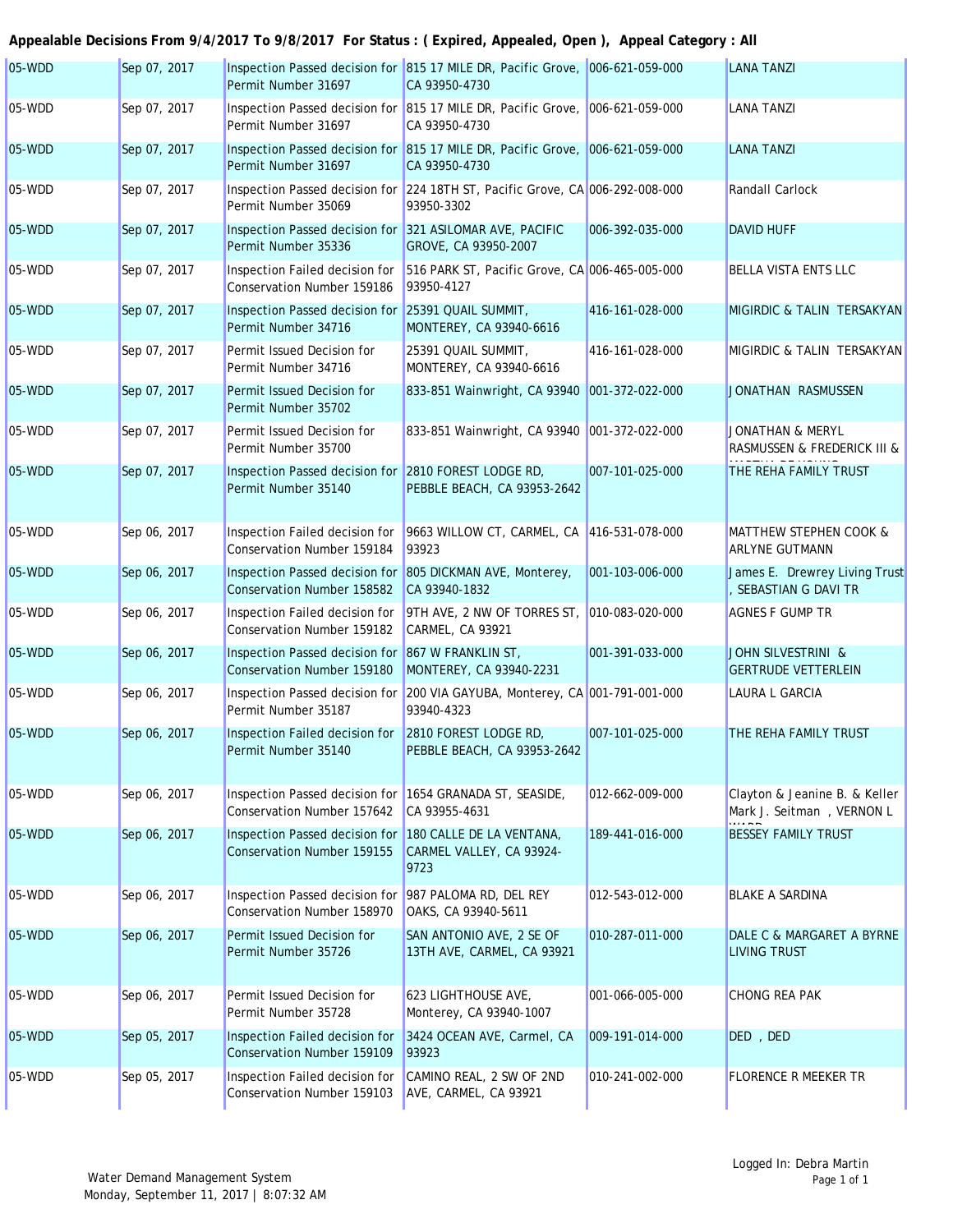**Appealable Decisions From 9/4/2017 To 9/8/2017 For Status : ( Expired, Appealed, Open ), Appeal Category : All**

| | | | | | |
|---|---|---|---|---|---|
| 05-WDD | Sep 07, 2017 | Inspection Passed decision for Permit Number 31697 | 815 17 MILE DR, Pacific Grove, CA 93950-4730 | 006-621-059-000 | LANA TANZI |
| 05-WDD | Sep 07, 2017 | Inspection Passed decision for Permit Number 31697 | 815 17 MILE DR, Pacific Grove, CA 93950-4730 | 006-621-059-000 | LANA TANZI |
| 05-WDD | Sep 07, 2017 | Inspection Passed decision for Permit Number 31697 | 815 17 MILE DR, Pacific Grove, CA 93950-4730 | 006-621-059-000 | LANA TANZI |
| 05-WDD | Sep 07, 2017 | Inspection Passed decision for Permit Number 35069 | 224 18TH ST, Pacific Grove, CA 93950-3302 | 006-292-008-000 | Randall Carlock |
| 05-WDD | Sep 07, 2017 | Inspection Passed decision for Permit Number 35336 | 321 ASILOMAR AVE, PACIFIC GROVE, CA 93950-2007 | 006-392-035-000 | DAVID HUFF |
| 05-WDD | Sep 07, 2017 | Inspection Failed decision for Conservation Number 159186 | 516 PARK ST, Pacific Grove, CA 93950-4127 | 006-465-005-000 | BELLA VISTA ENTS LLC |
| 05-WDD | Sep 07, 2017 | Inspection Passed decision for Permit Number 34716 | 25391 QUAIL SUMMIT, MONTEREY, CA 93940-6616 | 416-161-028-000 | MIGIRDIC & TALIN TERSAKYAN |
| 05-WDD | Sep 07, 2017 | Permit Issued Decision for Permit Number 34716 | 25391 QUAIL SUMMIT, MONTEREY, CA 93940-6616 | 416-161-028-000 | MIGIRDIC & TALIN TERSAKYAN |
| 05-WDD | Sep 07, 2017 | Permit Issued Decision for Permit Number 35702 | 833-851 Wainwright, CA 93940 | 001-372-022-000 | JONATHAN RASMUSSEN |
| 05-WDD | Sep 07, 2017 | Permit Issued Decision for Permit Number 35700 | 833-851 Wainwright, CA 93940 | 001-372-022-000 | JONATHAN & MERYL RASMUSSEN & FREDERICK III & |
| 05-WDD | Sep 07, 2017 | Inspection Passed decision for Permit Number 35140 | 2810 FOREST LODGE RD, PEBBLE BEACH, CA 93953-2642 | 007-101-025-000 | THE REHA FAMILY TRUST |
| 05-WDD | Sep 06, 2017 | Inspection Failed decision for Conservation Number 159184 | 9663 WILLOW CT, CARMEL, CA 93923 | 416-531-078-000 | MATTHEW STEPHEN COOK & ARLYNE GUTMANN |
| 05-WDD | Sep 06, 2017 | Inspection Passed decision for Conservation Number 158582 | 805 DICKMAN AVE, Monterey, CA 93940-1832 | 001-103-006-000 | James E. Drewrey Living Trust , SEBASTIAN G DAVI TR |
| 05-WDD | Sep 06, 2017 | Inspection Failed decision for Conservation Number 159182 | 9TH AVE, 2 NW OF TORRES ST, CARMEL, CA 93921 | 010-083-020-000 | AGNES F GUMP TR |
| 05-WDD | Sep 06, 2017 | Inspection Passed decision for Conservation Number 159180 | 867 W FRANKLIN ST, MONTEREY, CA 93940-2231 | 001-391-033-000 | JOHN SILVESTRINI & GERTRUDE VETTERLEIN |
| 05-WDD | Sep 06, 2017 | Inspection Passed decision for Permit Number 35187 | 200 VIA GAYUBA, Monterey, CA 93940-4323 | 001-791-001-000 | LAURA L GARCIA |
| 05-WDD | Sep 06, 2017 | Inspection Failed decision for Permit Number 35140 | 2810 FOREST LODGE RD, PEBBLE BEACH, CA 93953-2642 | 007-101-025-000 | THE REHA FAMILY TRUST |
| 05-WDD | Sep 06, 2017 | Inspection Passed decision for Conservation Number 157642 | 1654 GRANADA ST, SEASIDE, CA 93955-4631 | 012-662-009-000 | Clayton & Jeanine B. & Keller Mark J. Seitman , VERNON L |
| 05-WDD | Sep 06, 2017 | Inspection Passed decision for Conservation Number 159155 | 180 CALLE DE LA VENTANA, CARMEL VALLEY, CA 93924-9723 | 189-441-016-000 | BESSEY FAMILY TRUST |
| 05-WDD | Sep 06, 2017 | Inspection Passed decision for Conservation Number 158970 | 987 PALOMA RD, DEL REY OAKS, CA 93940-5611 | 012-543-012-000 | BLAKE A SARDINA |
| 05-WDD | Sep 06, 2017 | Permit Issued Decision for Permit Number 35726 | SAN ANTONIO AVE, 2 SE OF 13TH AVE, CARMEL, CA 93921 | 010-287-011-000 | DALE C & MARGARET A BYRNE LIVING TRUST |
| 05-WDD | Sep 06, 2017 | Permit Issued Decision for Permit Number 35728 | 623 LIGHTHOUSE AVE, Monterey, CA 93940-1007 | 001-066-005-000 | CHONG REA PAK |
| 05-WDD | Sep 05, 2017 | Inspection Failed decision for Conservation Number 159109 | 3424 OCEAN AVE, Carmel, CA 93923 | 009-191-014-000 | DED , DED |
| 05-WDD | Sep 05, 2017 | Inspection Failed decision for Conservation Number 159103 | CAMINO REAL, 2 SW OF 2ND AVE, CARMEL, CA 93921 | 010-241-002-000 | FLORENCE R MEEKER TR |

Water Demand Management System
Monday, September 11, 2017 | 8:07:32 AM

Logged In: Debra Martin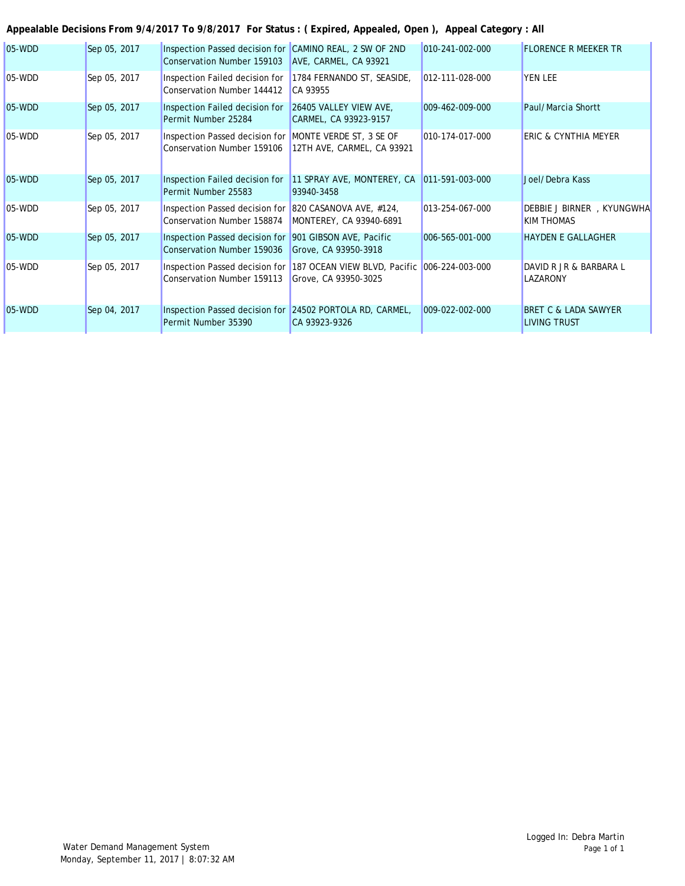**Appealable Decisions From 9/4/2017 To 9/8/2017 For Status : ( Expired, Appealed, Open ), Appeal Category : All**

| | | | | | |
|---|---|---|---|---|---|
| 05-WDD | Sep 05, 2017 | Inspection Passed decision for Conservation Number 159103 | CAMINO REAL, 2 SW OF 2ND AVE, CARMEL, CA 93921 | 010-241-002-000 | FLORENCE R MEEKER TR |
| 05-WDD | Sep 05, 2017 | Inspection Failed decision for Conservation Number 144412 | 1784 FERNANDO ST, SEASIDE, CA 93955 | 012-111-028-000 | YEN LEE |
| 05-WDD | Sep 05, 2017 | Inspection Failed decision for Permit Number 25284 | 26405 VALLEY VIEW AVE, CARMEL, CA 93923-9157 | 009-462-009-000 | Paul/Marcia Shortt |
| 05-WDD | Sep 05, 2017 | Inspection Passed decision for Conservation Number 159106 | MONTE VERDE ST, 3 SE OF 12TH AVE, CARMEL, CA 93921 | 010-174-017-000 | ERIC & CYNTHIA MEYER |
| 05-WDD | Sep 05, 2017 | Inspection Failed decision for Permit Number 25583 | 11 SPRAY AVE, MONTEREY, CA 93940-3458 | 011-591-003-000 | Joel/Debra Kass |
| 05-WDD | Sep 05, 2017 | Inspection Passed decision for Conservation Number 158874 | 820 CASANOVA AVE, #124, MONTEREY, CA 93940-6891 | 013-254-067-000 | DEBBIE J BIRNER , KYUNGWHA KIM THOMAS |
| 05-WDD | Sep 05, 2017 | Inspection Passed decision for Conservation Number 159036 | 901 GIBSON AVE, Pacific Grove, CA 93950-3918 | 006-565-001-000 | HAYDEN E GALLAGHER |
| 05-WDD | Sep 05, 2017 | Inspection Passed decision for Conservation Number 159113 | 187 OCEAN VIEW BLVD, Pacific Grove, CA 93950-3025 | 006-224-003-000 | DAVID R JR & BARBARA L LAZARONY |
| 05-WDD | Sep 04, 2017 | Inspection Passed decision for Permit Number 35390 | 24502 PORTOLA RD, CARMEL, CA 93923-9326 | 009-022-002-000 | BRET C & LADA SAWYER LIVING TRUST |

Water Demand Management System
Monday, September 11, 2017 | 8:07:32 AM

Logged In: Debra Martin